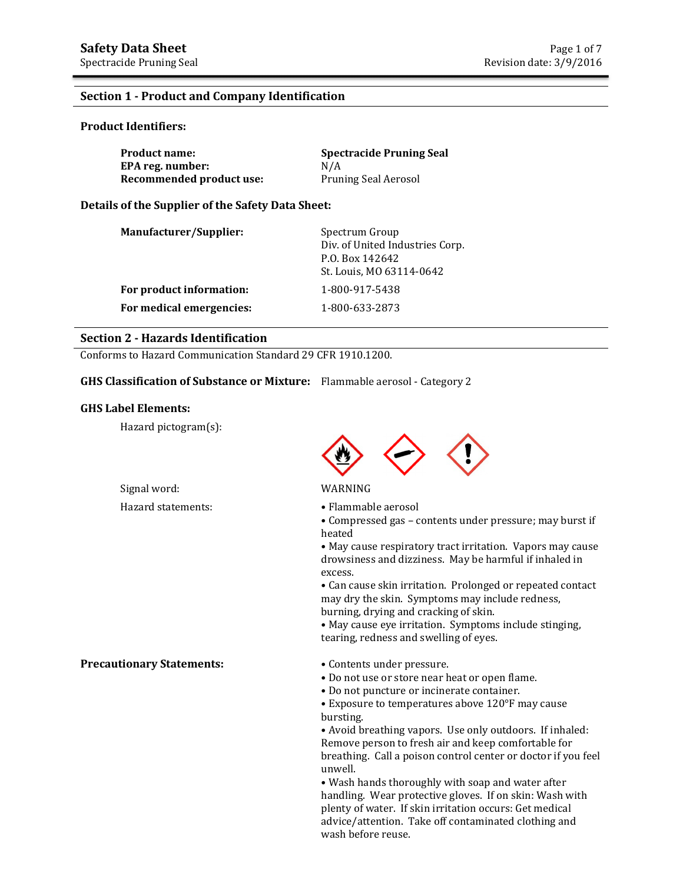# Safety Data Sheet

Spectracide Pruning Seal

Revision date: 3/9/2016

## Section 1 - Product and Company Identification

### Product Identifiers:

| | |
|---|---|
| **Product name:** | **Spectracide Pruning Seal** |
| **EPA reg. number:** | N/A |
| **Recommended product use:** | Pruning Seal Aerosol |

### Details of the Supplier of the Safety Data Sheet:

| | |
|---|---|
| **Manufacturer/Supplier:** | Spectrum Group<br>Div. of United Industries Corp.<br>P.O. Box 142642<br>St. Louis, MO 63114-0642 |
| **For product information:** | 1-800-917-5438 |
| **For medical emergencies:** | 1-800-633-2873 |

## Section 2 - Hazards Identification

Conforms to Hazard Communication Standard 29 CFR 1910.1200.

**GHS Classification of Substance or Mixture:** Flammable aerosol - Category 2

### GHS Label Elements:

Hazard pictogram(s):

Signal word: WARNING

Hazard statements:

- Flammable aerosol
- Compressed gas – contents under pressure; may burst if heated
- May cause respiratory tract irritation. Vapors may cause drowsiness and dizziness. May be harmful if inhaled in excess.
- Can cause skin irritation. Prolonged or repeated contact may dry the skin. Symptoms may include redness, burning, drying and cracking of skin.
- May cause eye irritation. Symptoms include stinging, tearing, redness and swelling of eyes.

**Precautionary Statements:**

- Contents under pressure.
- Do not use or store near heat or open flame.
- Do not puncture or incinerate container.
- Exposure to temperatures above 120°F may cause bursting.
- Avoid breathing vapors. Use only outdoors. If inhaled: Remove person to fresh air and keep comfortable for breathing. Call a poison control center or doctor if you feel unwell.
- Wash hands thoroughly with soap and water after handling. Wear protective gloves. If on skin: Wash with plenty of water. If skin irritation occurs: Get medical advice/attention. Take off contaminated clothing and wash before reuse.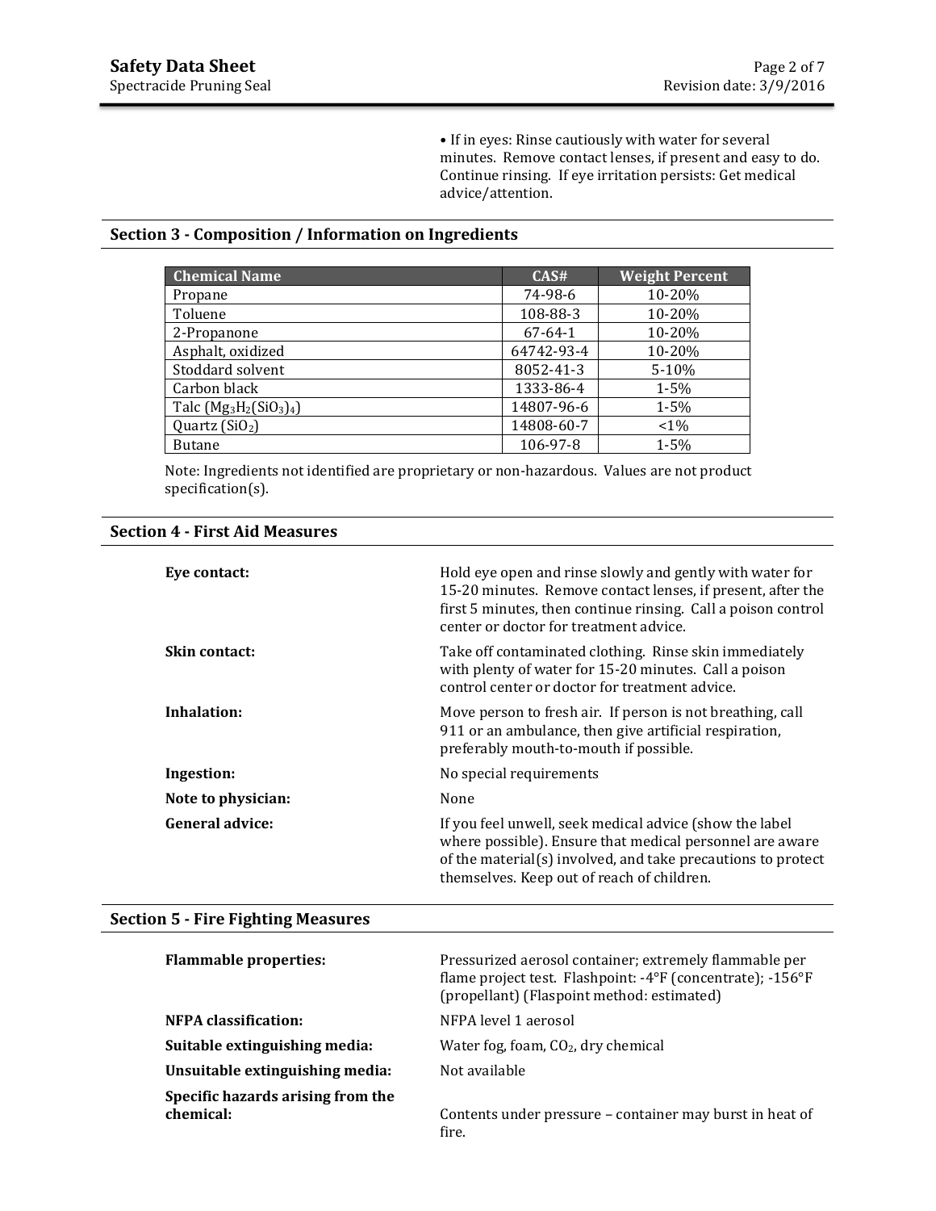• If in eyes: Rinse cautiously with water for several minutes. Remove contact lenses, if present and easy to do. Continue rinsing. If eye irritation persists: Get medical advice/attention.

## Section 3 - Composition / Information on Ingredients

| Chemical Name | CAS# | Weight Percent |
|---|---|---|
| Propane | 74-98-6 | 10-20% |
| Toluene | 108-88-3 | 10-20% |
| 2-Propanone | 67-64-1 | 10-20% |
| Asphalt, oxidized | 64742-93-4 | 10-20% |
| Stoddard solvent | 8052-41-3 | 5-10% |
| Carbon black | 1333-86-4 | 1-5% |
| Talc ($Mg_3H_2(SiO_3)_4$) | 14807-96-6 | 1-5% |
| Quartz ($SiO_2$) | 14808-60-7 | <1% |
| Butane | 106-97-8 | 1-5% |

Note: Ingredients not identified are proprietary or non-hazardous. Values are not product specification(s).

## Section 4 - First Aid Measures

**Eye contact:** Hold eye open and rinse slowly and gently with water for 15-20 minutes. Remove contact lenses, if present, after the first 5 minutes, then continue rinsing. Call a poison control center or doctor for treatment advice.

**Skin contact:** Take off contaminated clothing. Rinse skin immediately with plenty of water for 15-20 minutes. Call a poison control center or doctor for treatment advice.

**Inhalation:** Move person to fresh air. If person is not breathing, call 911 or an ambulance, then give artificial respiration, preferably mouth-to-mouth if possible.

**Ingestion:** No special requirements

**Note to physician:** None

**General advice:** If you feel unwell, seek medical advice (show the label where possible). Ensure that medical personnel are aware of the material(s) involved, and take precautions to protect themselves. Keep out of reach of children.

## Section 5 - Fire Fighting Measures

**Flammable properties:** Pressurized aerosol container; extremely flammable per flame project test. Flashpoint: -4°F (concentrate); -156°F (propellant) (Flaspoint method: estimated)

**NFPA classification:** NFPA level 1 aerosol

**Suitable extinguishing media:** Water fog, foam, $CO_2$, dry chemical

**Unsuitable extinguishing media:** Not available

**Specific hazards arising from the chemical:** Contents under pressure – container may burst in heat of fire.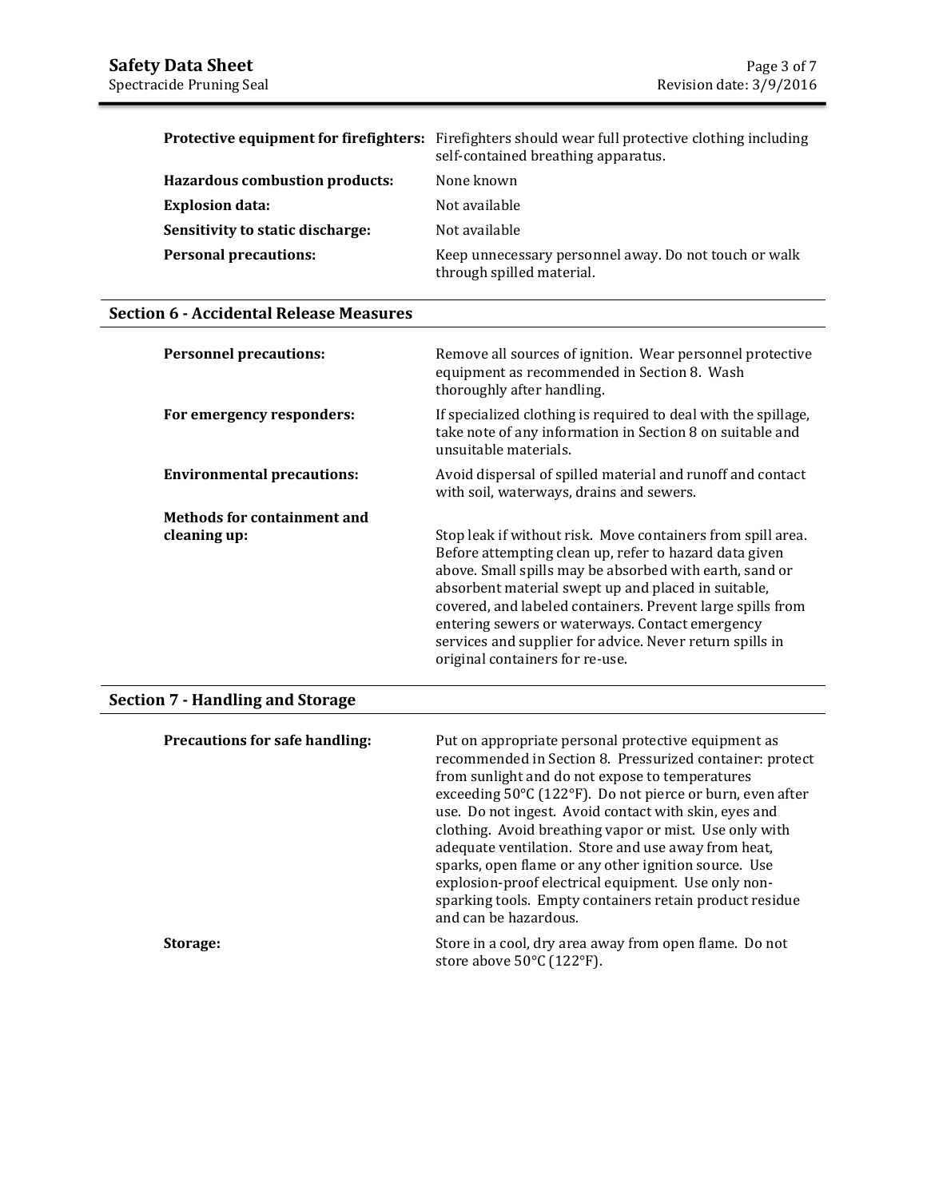| | |
|---|---|
| **Protective equipment for firefighters:** | Firefighters should wear full protective clothing including self-contained breathing apparatus. |
| **Hazardous combustion products:** | None known |
| **Explosion data:** | Not available |
| **Sensitivity to static discharge:** | Not available |
| **Personal precautions:** | Keep unnecessary personnel away. Do not touch or walk through spilled material. |

## Section 6 - Accidental Release Measures

| | |
|---|---|
| **Personnel precautions:** | Remove all sources of ignition. Wear personnel protective equipment as recommended in Section 8. Wash thoroughly after handling. |
| **For emergency responders:** | If specialized clothing is required to deal with the spillage, take note of any information in Section 8 on suitable and unsuitable materials. |
| **Environmental precautions:** | Avoid dispersal of spilled material and runoff and contact with soil, waterways, drains and sewers. |
| **Methods for containment and cleaning up:** | Stop leak if without risk. Move containers from spill area. Before attempting clean up, refer to hazard data given above. Small spills may be absorbed with earth, sand or absorbent material swept up and placed in suitable, covered, and labeled containers. Prevent large spills from entering sewers or waterways. Contact emergency services and supplier for advice. Never return spills in original containers for re-use. |

## Section 7 - Handling and Storage

| | |
|---|---|
| **Precautions for safe handling:** | Put on appropriate personal protective equipment as recommended in Section 8. Pressurized container: protect from sunlight and do not expose to temperatures exceeding 50°C (122°F). Do not pierce or burn, even after use. Do not ingest. Avoid contact with skin, eyes and clothing. Avoid breathing vapor or mist. Use only with adequate ventilation. Store and use away from heat, sparks, open flame or any other ignition source. Use explosion-proof electrical equipment. Use only non-sparking tools. Empty containers retain product residue and can be hazardous. |
| **Storage:** | Store in a cool, dry area away from open flame. Do not store above 50°C (122°F). |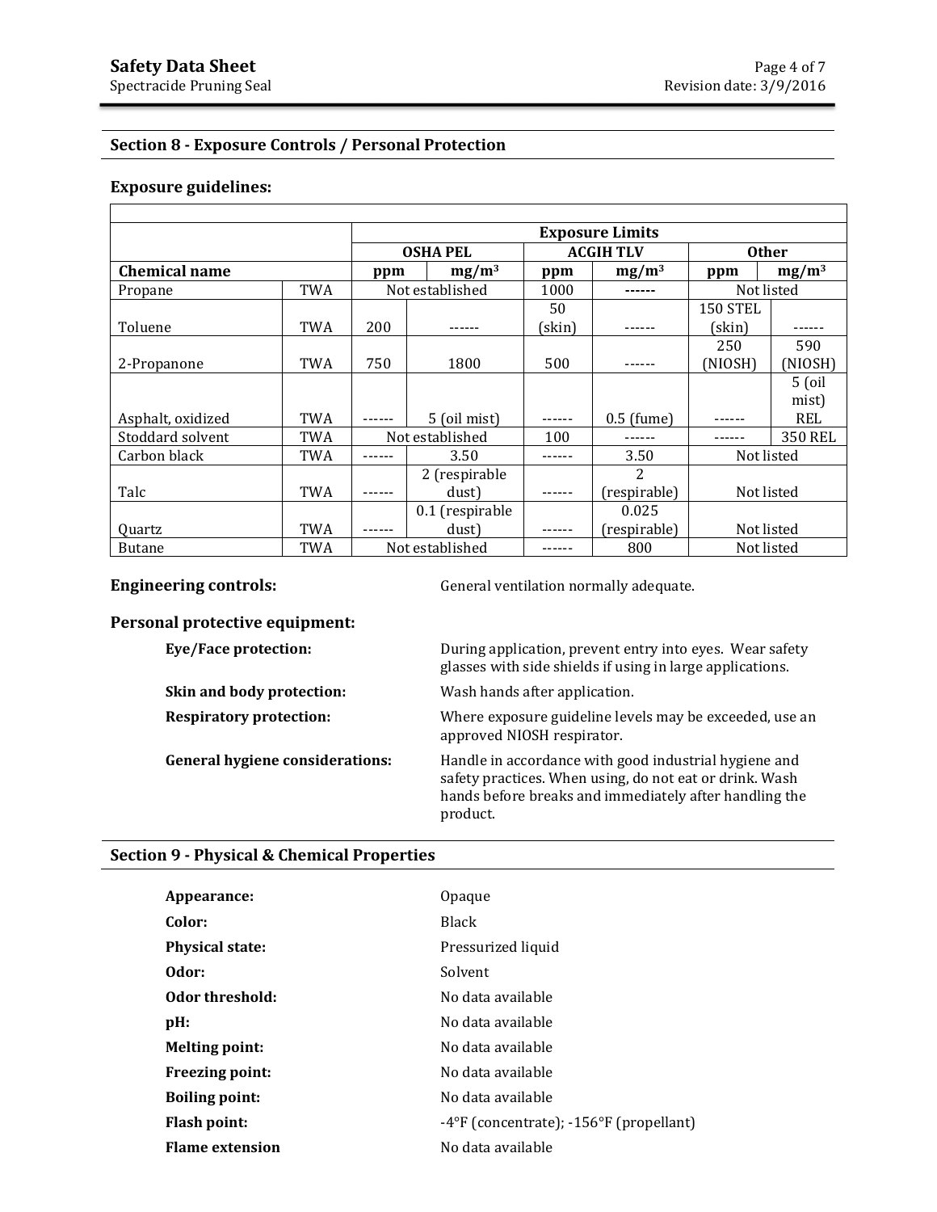## Section 8 - Exposure Controls / Personal Protection

### Exposure guidelines:

| | | Exposure Limits | | | | | |
|---|---|---|---|---|---|---|---|
| | | OSHA PEL | | ACGIH TLV | | Other | |
| **Chemical name** | | **ppm** | **mg/m³** | **ppm** | **mg/m³** | **ppm** | **mg/m³** |
| Propane | TWA | Not established | | 1000 | ------ | Not listed | |
| Toluene | TWA | 200 | ------ | 50 (skin) | ------ | 150 STEL (skin) | ------ |
| 2-Propanone | TWA | 750 | 1800 | 500 | ------ | 250 (NIOSH) | 590 (NIOSH) |
| Asphalt, oxidized | TWA | ------ | 5 (oil mist) | ------ | 0.5 (fume) | ------ | 5 (oil mist) REL |
| Stoddard solvent | TWA | Not established | | 100 | ------ | ------ | 350 REL |
| Carbon black | TWA | ------ | 3.50 | ------ | 3.50 | Not listed | |
| Talc | TWA | ------ | 2 (respirable dust) | ------ | 2 (respirable) | Not listed | |
| Quartz | TWA | ------ | 0.1 (respirable dust) | ------ | 0.025 (respirable) | Not listed | |
| Butane | TWA | Not established | | ------ | 800 | Not listed | |

**Engineering controls:** General ventilation normally adequate.

**Personal protective equipment:**

**Eye/Face protection:** During application, prevent entry into eyes. Wear safety glasses with side shields if using in large applications.

**Skin and body protection:** Wash hands after application.

**Respiratory protection:** Where exposure guideline levels may be exceeded, use an approved NIOSH respirator.

**General hygiene considerations:** Handle in accordance with good industrial hygiene and safety practices. When using, do not eat or drink. Wash hands before breaks and immediately after handling the product.

## Section 9 - Physical & Chemical Properties

**Appearance:** Opaque

**Color:** Black

**Physical state:** Pressurized liquid

**Odor:** Solvent

**Odor threshold:** No data available

**pH:** No data available

**Melting point:** No data available

**Freezing point:** No data available

**Boiling point:** No data available

**Flash point:** -4°F (concentrate); -156°F (propellant)

**Flame extension** No data available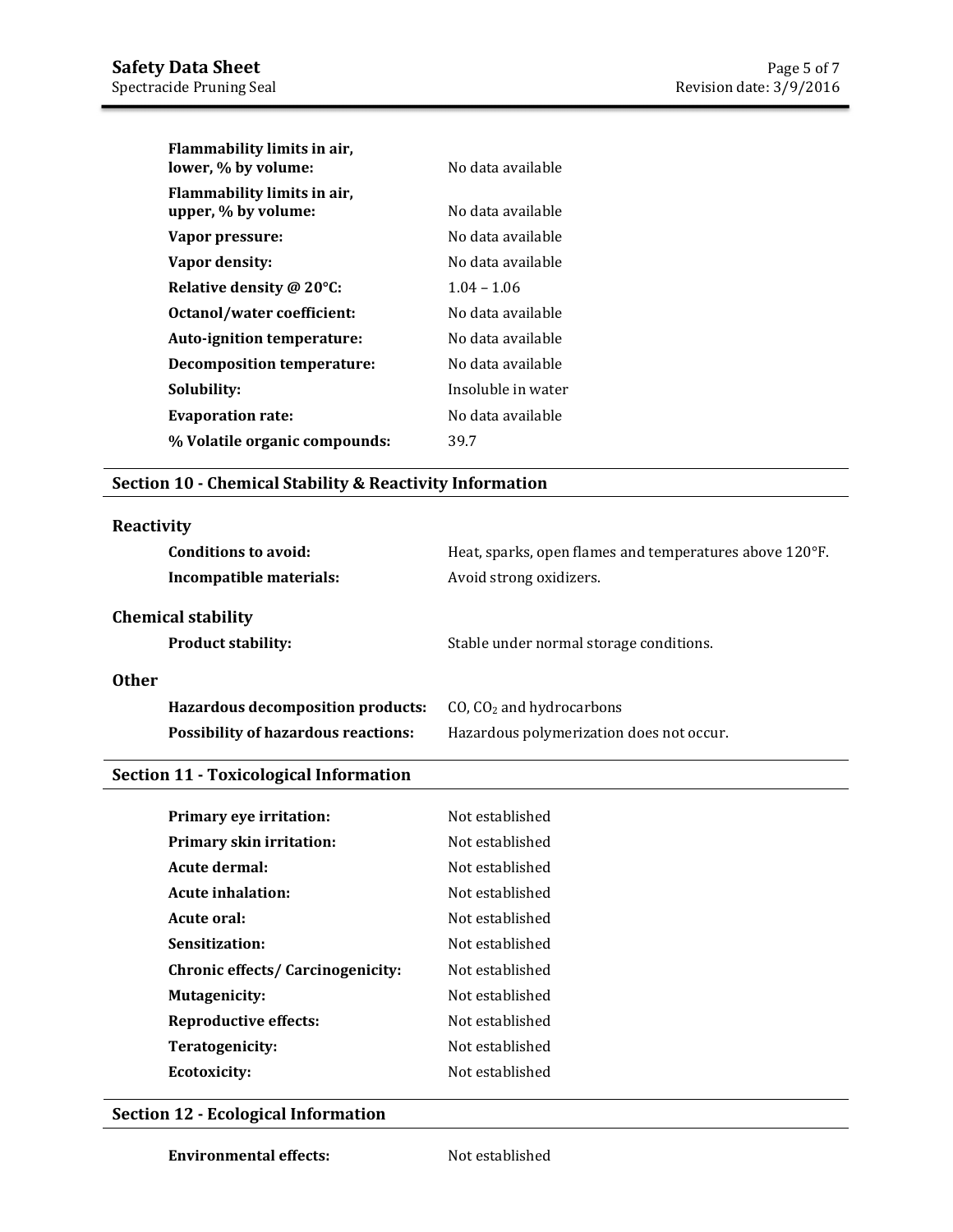| | |
|---|---|
| **Flammability limits in air, lower, % by volume:** | No data available |
| **Flammability limits in air, upper, % by volume:** | No data available |
| **Vapor pressure:** | No data available |
| **Vapor density:** | No data available |
| **Relative density @ 20°C:** | 1.04 – 1.06 |
| **Octanol/water coefficient:** | No data available |
| **Auto-ignition temperature:** | No data available |
| **Decomposition temperature:** | No data available |
| **Solubility:** | Insoluble in water |
| **Evaporation rate:** | No data available |
| **% Volatile organic compounds:** | 39.7 |

## Section 10 - Chemical Stability & Reactivity Information

### Reactivity

| | |
|---|---|
| **Conditions to avoid:** | Heat, sparks, open flames and temperatures above 120°F. |
| **Incompatible materials:** | Avoid strong oxidizers. |

### Chemical stability

| | |
|---|---|
| **Product stability:** | Stable under normal storage conditions. |

### Other

| | |
|---|---|
| **Hazardous decomposition products:** | CO, $CO_2$ and hydrocarbons |
| **Possibility of hazardous reactions:** | Hazardous polymerization does not occur. |

## Section 11 - Toxicological Information

| | |
|---|---|
| **Primary eye irritation:** | Not established |
| **Primary skin irritation:** | Not established |
| **Acute dermal:** | Not established |
| **Acute inhalation:** | Not established |
| **Acute oral:** | Not established |
| **Sensitization:** | Not established |
| **Chronic effects/ Carcinogenicity:** | Not established |
| **Mutagenicity:** | Not established |
| **Reproductive effects:** | Not established |
| **Teratogenicity:** | Not established |
| **Ecotoxicity:** | Not established |

## Section 12 - Ecological Information

| | |
|---|---|
| **Environmental effects:** | Not established |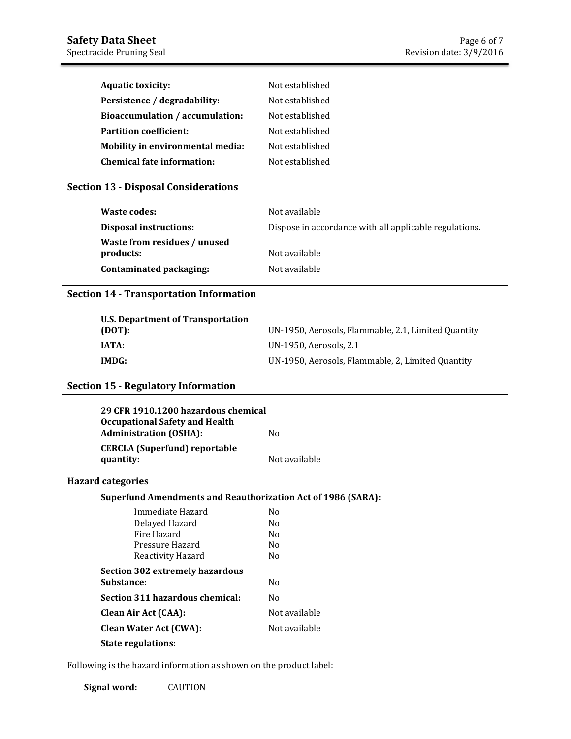| | |
|---|---|
| **Aquatic toxicity:** | Not established |
| **Persistence / degradability:** | Not established |
| **Bioaccumulation / accumulation:** | Not established |
| **Partition coefficient:** | Not established |
| **Mobility in environmental media:** | Not established |
| **Chemical fate information:** | Not established |

## Section 13 - Disposal Considerations

| | |
|---|---|
| **Waste codes:** | Not available |
| **Disposal instructions:** | Dispose in accordance with all applicable regulations. |
| **Waste from residues / unused products:** | Not available |
| **Contaminated packaging:** | Not available |

## Section 14 - Transportation Information

| | |
|---|---|
| **U.S. Department of Transportation (DOT):** | UN-1950, Aerosols, Flammable, 2.1, Limited Quantity |
| **IATA:** | UN-1950, Aerosols, 2.1 |
| **IMDG:** | UN-1950, Aerosols, Flammable, 2, Limited Quantity |

## Section 15 - Regulatory Information

| | |
|---|---|
| **29 CFR 1910.1200 hazardous chemical Occupational Safety and Health Administration (OSHA):** | No |
| **CERCLA (Superfund) reportable quantity:** | Not available |

### Hazard categories

**Superfund Amendments and Reauthorization Act of 1986 (SARA):**

| | |
|---|---|
| Immediate Hazard | No |
| Delayed Hazard | No |
| Fire Hazard | No |
| Pressure Hazard | No |
| Reactivity Hazard | No |

| | |
|---|---|
| **Section 302 extremely hazardous Substance:** | No |
| **Section 311 hazardous chemical:** | No |
| **Clean Air Act (CAA):** | Not available |
| **Clean Water Act (CWA):** | Not available |

**State regulations:**

Following is the hazard information as shown on the product label:

**Signal word:** CAUTION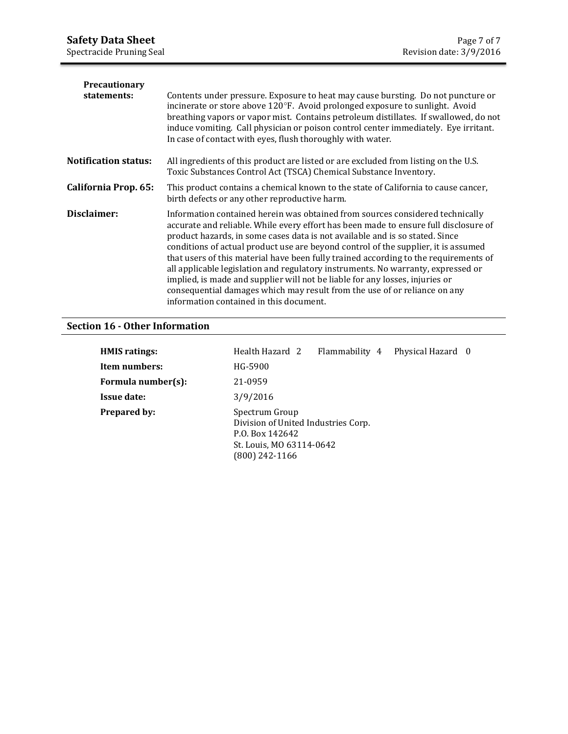**Precautionary statements:** Contents under pressure. Exposure to heat may cause bursting. Do not puncture or incinerate or store above 120°F. Avoid prolonged exposure to sunlight. Avoid breathing vapors or vapor mist. Contains petroleum distillates. If swallowed, do not induce vomiting. Call physician or poison control center immediately. Eye irritant. In case of contact with eyes, flush thoroughly with water.

**Notification status:** All ingredients of this product are listed or are excluded from listing on the U.S. Toxic Substances Control Act (TSCA) Chemical Substance Inventory.

**California Prop. 65:** This product contains a chemical known to the state of California to cause cancer, birth defects or any other reproductive harm.

**Disclaimer:** Information contained herein was obtained from sources considered technically accurate and reliable. While every effort has been made to ensure full disclosure of product hazards, in some cases data is not available and is so stated. Since conditions of actual product use are beyond control of the supplier, it is assumed that users of this material have been fully trained according to the requirements of all applicable legislation and regulatory instruments. No warranty, expressed or implied, is made and supplier will not be liable for any losses, injuries or consequential damages which may result from the use of or reliance on any information contained in this document.

## Section 16 - Other Information

**HMIS ratings:** Health Hazard 2 Flammability 4 Physical Hazard 0

**Item numbers:** HG-5900

**Formula number(s):** 21-0959

**Issue date:** 3/9/2016

**Prepared by:**
Spectrum Group
Division of United Industries Corp.
P.O. Box 142642
St. Louis, MO 63114-0642
(800) 242-1166